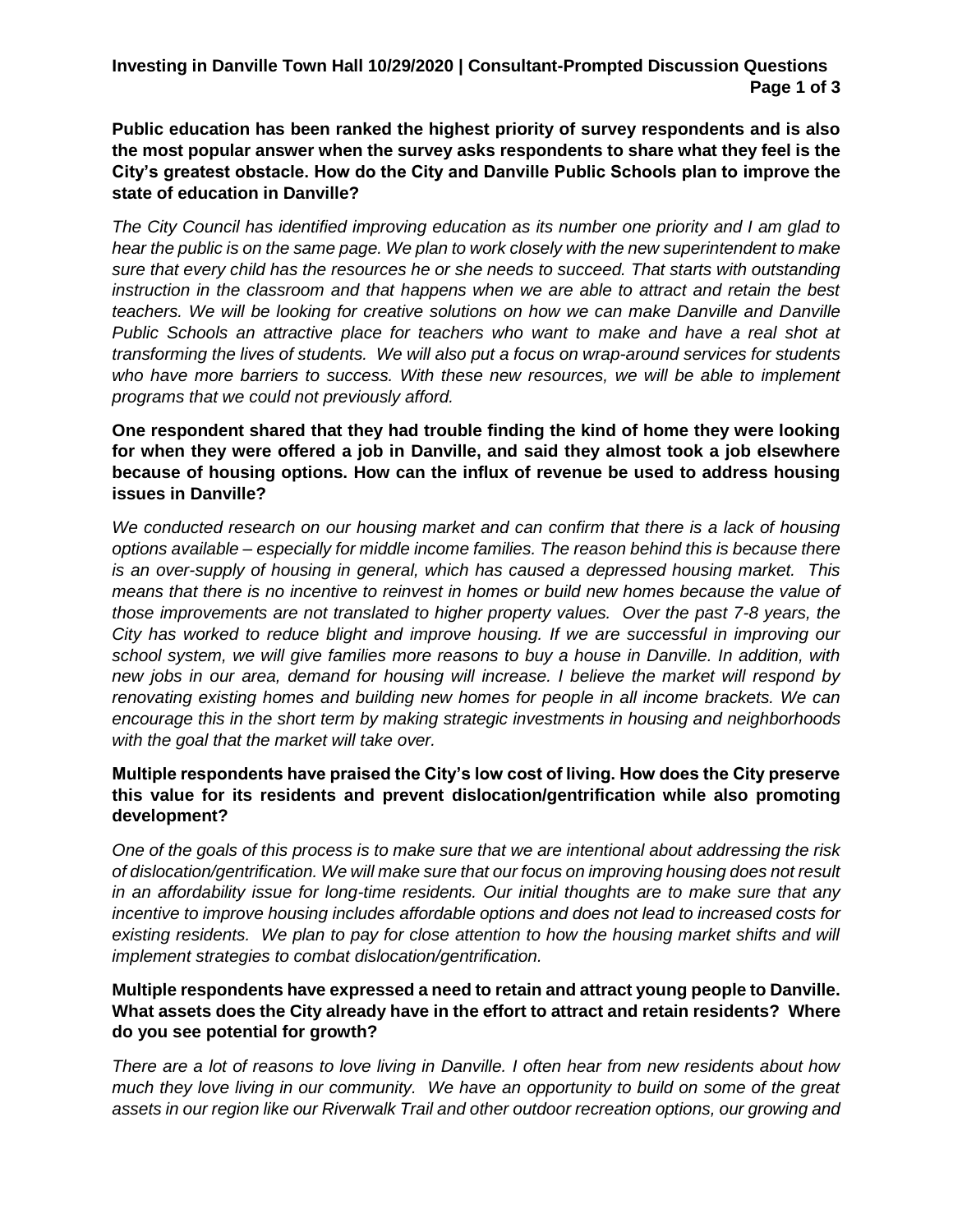**Public education has been ranked the highest priority of survey respondents and is also the most popular answer when the survey asks respondents to share what they feel is the City's greatest obstacle. How do the City and Danville Public Schools plan to improve the state of education in Danville?**

*The City Council has identified improving education as its number one priority and I am glad to hear the public is on the same page. We plan to work closely with the new superintendent to make sure that every child has the resources he or she needs to succeed. That starts with outstanding instruction in the classroom and that happens when we are able to attract and retain the best teachers. We will be looking for creative solutions on how we can make Danville and Danville Public Schools an attractive place for teachers who want to make and have a real shot at transforming the lives of students. We will also put a focus on wrap-around services for students who have more barriers to success. With these new resources, we will be able to implement programs that we could not previously afford.*

**One respondent shared that they had trouble finding the kind of home they were looking for when they were offered a job in Danville, and said they almost took a job elsewhere because of housing options. How can the influx of revenue be used to address housing issues in Danville?**

*We conducted research on our housing market and can confirm that there is a lack of housing options available – especially for middle income families. The reason behind this is because there is an over-supply of housing in general, which has caused a depressed housing market. This means that there is no incentive to reinvest in homes or build new homes because the value of those improvements are not translated to higher property values. Over the past 7-8 years, the City has worked to reduce blight and improve housing. If we are successful in improving our school system, we will give families more reasons to buy a house in Danville. In addition, with new jobs in our area, demand for housing will increase. I believe the market will respond by renovating existing homes and building new homes for people in all income brackets. We can encourage this in the short term by making strategic investments in housing and neighborhoods with the goal that the market will take over.*

**Multiple respondents have praised the City's low cost of living. How does the City preserve this value for its residents and prevent dislocation/gentrification while also promoting development?**

*One of the goals of this process is to make sure that we are intentional about addressing the risk of dislocation/gentrification. We will make sure that our focus on improving housing does not result in an affordability issue for long-time residents. Our initial thoughts are to make sure that any incentive to improve housing includes affordable options and does not lead to increased costs for existing residents. We plan to pay for close attention to how the housing market shifts and will implement strategies to combat dislocation/gentrification.*

**Multiple respondents have expressed a need to retain and attract young people to Danville. What assets does the City already have in the effort to attract and retain residents? Where do you see potential for growth?**

*There are a lot of reasons to love living in Danville. I often hear from new residents about how much they love living in our community. We have an opportunity to build on some of the great assets in our region like our Riverwalk Trail and other outdoor recreation options, our growing and*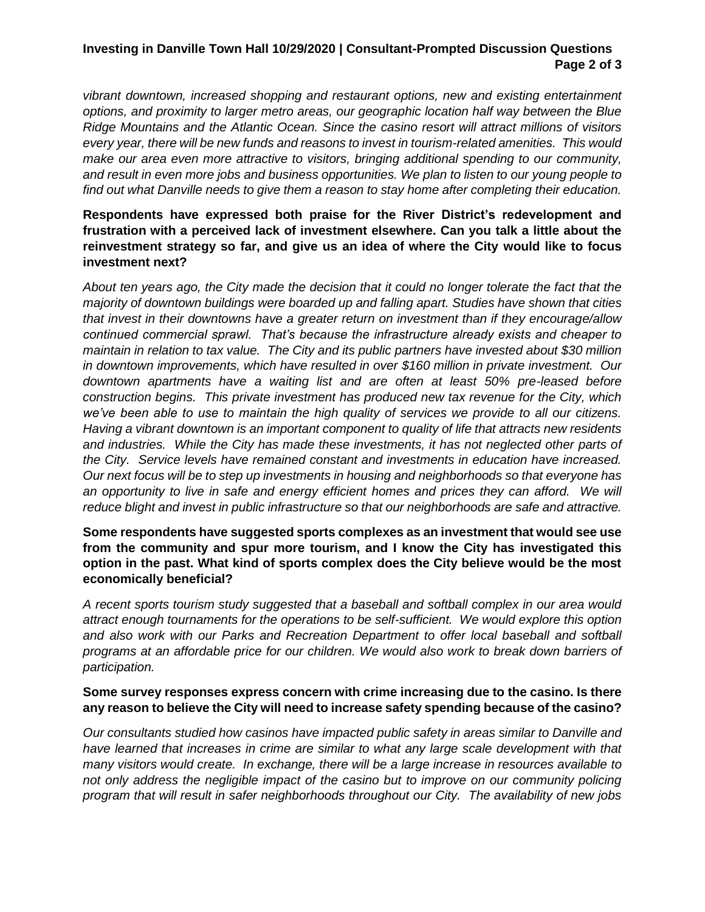*vibrant downtown, increased shopping and restaurant options, new and existing entertainment options, and proximity to larger metro areas, our geographic location half way between the Blue Ridge Mountains and the Atlantic Ocean. Since the casino resort will attract millions of visitors every year, there will be new funds and reasons to invest in tourism-related amenities. This would make our area even more attractive to visitors, bringing additional spending to our community, and result in even more jobs and business opportunities. We plan to listen to our young people to find out what Danville needs to give them a reason to stay home after completing their education.*

**Respondents have expressed both praise for the River District's redevelopment and frustration with a perceived lack of investment elsewhere. Can you talk a little about the reinvestment strategy so far, and give us an idea of where the City would like to focus investment next?**

*About ten years ago, the City made the decision that it could no longer tolerate the fact that the majority of downtown buildings were boarded up and falling apart. Studies have shown that cities that invest in their downtowns have a greater return on investment than if they encourage/allow continued commercial sprawl. That's because the infrastructure already exists and cheaper to maintain in relation to tax value. The City and its public partners have invested about $30 million in downtown improvements, which have resulted in over $160 million in private investment. Our downtown apartments have a waiting list and are often at least 50% pre-leased before construction begins. This private investment has produced new tax revenue for the City, which we've been able to use to maintain the high quality of services we provide to all our citizens. Having a vibrant downtown is an important component to quality of life that attracts new residents and industries. While the City has made these investments, it has not neglected other parts of the City. Service levels have remained constant and investments in education have increased. Our next focus will be to step up investments in housing and neighborhoods so that everyone has an opportunity to live in safe and energy efficient homes and prices they can afford. We will reduce blight and invest in public infrastructure so that our neighborhoods are safe and attractive.*

**Some respondents have suggested sports complexes as an investment that would see use from the community and spur more tourism, and I know the City has investigated this option in the past. What kind of sports complex does the City believe would be the most economically beneficial?**

*A recent sports tourism study suggested that a baseball and softball complex in our area would attract enough tournaments for the operations to be self-sufficient. We would explore this option and also work with our Parks and Recreation Department to offer local baseball and softball programs at an affordable price for our children. We would also work to break down barriers of participation.*

**Some survey responses express concern with crime increasing due to the casino. Is there any reason to believe the City will need to increase safety spending because of the casino?**

*Our consultants studied how casinos have impacted public safety in areas similar to Danville and have learned that increases in crime are similar to what any large scale development with that many visitors would create. In exchange, there will be a large increase in resources available to not only address the negligible impact of the casino but to improve on our community policing program that will result in safer neighborhoods throughout our City. The availability of new jobs*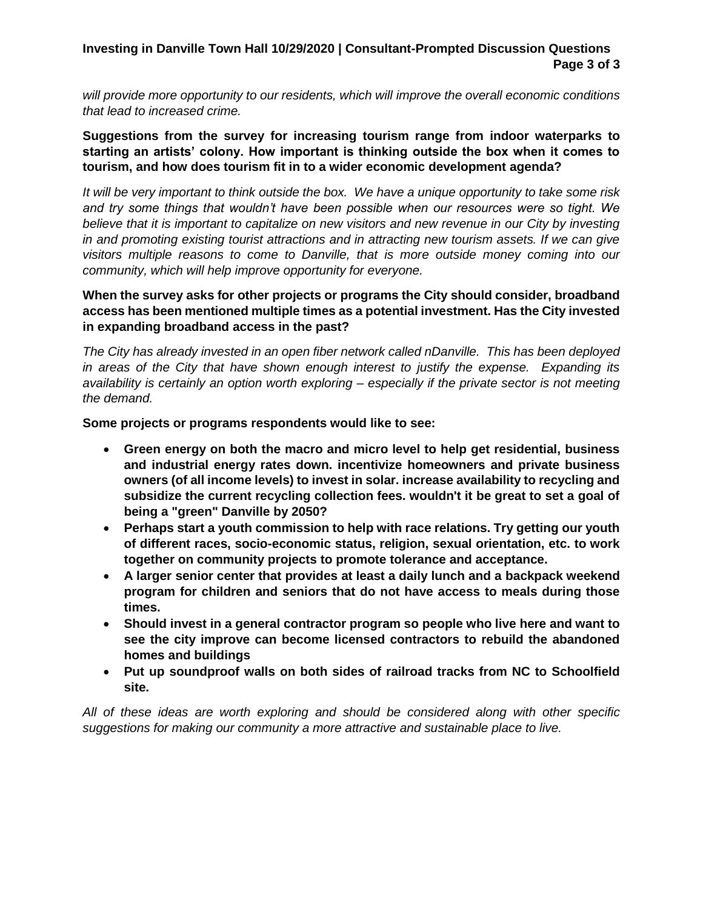*will provide more opportunity to our residents, which will improve the overall economic conditions that lead to increased crime.*

**Suggestions from the survey for increasing tourism range from indoor waterparks to starting an artists' colony. How important is thinking outside the box when it comes to tourism, and how does tourism fit in to a wider economic development agenda?**

*It will be very important to think outside the box. We have a unique opportunity to take some risk and try some things that wouldn't have been possible when our resources were so tight. We believe that it is important to capitalize on new visitors and new revenue in our City by investing in and promoting existing tourist attractions and in attracting new tourism assets. If we can give visitors multiple reasons to come to Danville, that is more outside money coming into our community, which will help improve opportunity for everyone.*

**When the survey asks for other projects or programs the City should consider, broadband access has been mentioned multiple times as a potential investment. Has the City invested in expanding broadband access in the past?**

*The City has already invested in an open fiber network called nDanville. This has been deployed in areas of the City that have shown enough interest to justify the expense. Expanding its availability is certainly an option worth exploring – especially if the private sector is not meeting the demand.*

**Some projects or programs respondents would like to see:**

- **Green energy on both the macro and micro level to help get residential, business and industrial energy rates down. incentivize homeowners and private business owners (of all income levels) to invest in solar. increase availability to recycling and subsidize the current recycling collection fees. wouldn't it be great to set a goal of being a "green" Danville by 2050?**
- **Perhaps start a youth commission to help with race relations. Try getting our youth of different races, socio-economic status, religion, sexual orientation, etc. to work together on community projects to promote tolerance and acceptance.**
- **A larger senior center that provides at least a daily lunch and a backpack weekend program for children and seniors that do not have access to meals during those times.**
- **Should invest in a general contractor program so people who live here and want to see the city improve can become licensed contractors to rebuild the abandoned homes and buildings**
- **Put up soundproof walls on both sides of railroad tracks from NC to Schoolfield site.**

*All of these ideas are worth exploring and should be considered along with other specific suggestions for making our community a more attractive and sustainable place to live.*